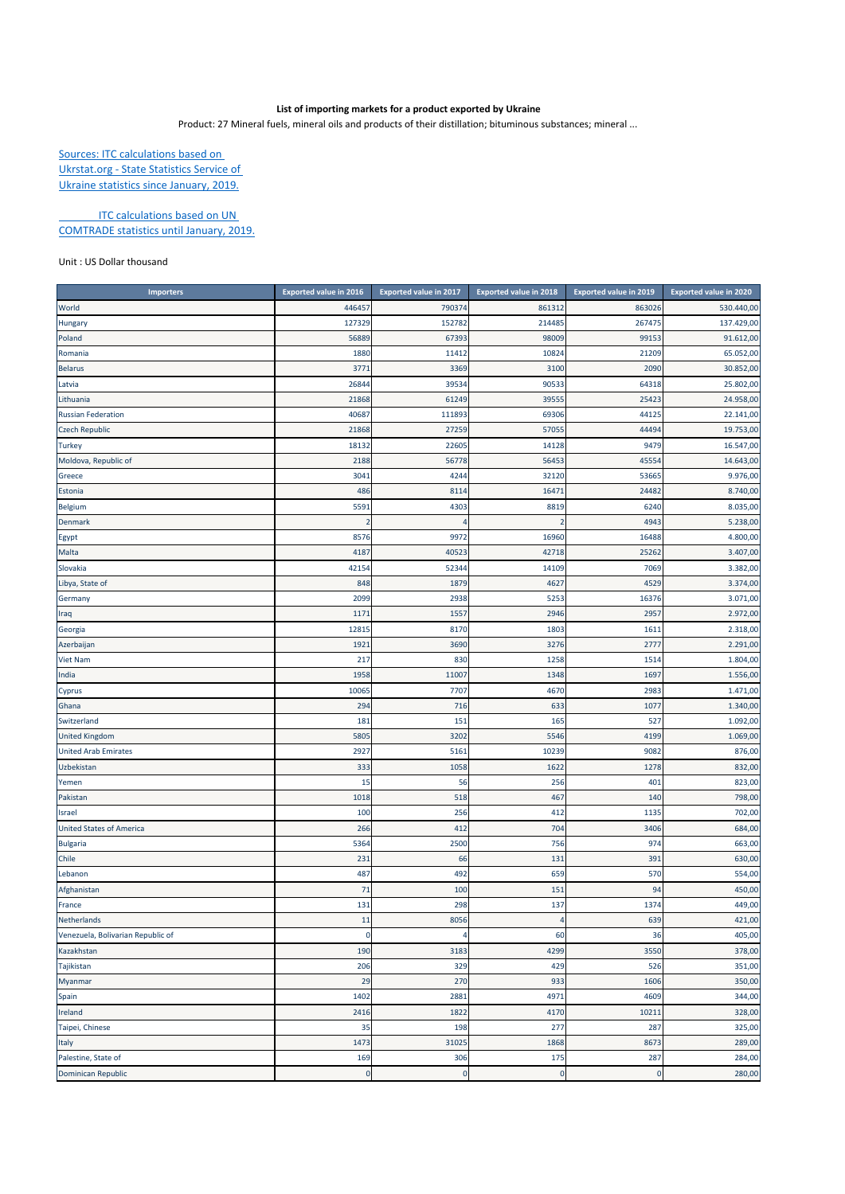**List of importing markets for a product exported by Ukraine**

Product: 27 Mineral fuels, mineral oils and products of their distillation; bituminous substances; mineral ...

Sources: ITC calculations based on Ukrstat.org - State Statistics Service of Ukraine statistics since January, 2019.

ITC calculations based on UN COMTRADE statistics until January, 2019.

Unit : US Dollar thousand

| Importers | Exported value in 2016 | Exported value in 2017 | Exported value in 2018 | Exported value in 2019 | Exported value in 2020 |
|---|---|---|---|---|---|
| World | 446457 | 790374 | 861312 | 863026 | 530.440,00 |
| Hungary | 127329 | 152782 | 214485 | 267475 | 137.429,00 |
| Poland | 56889 | 67393 | 98009 | 99153 | 91.612,00 |
| Romania | 1880 | 11412 | 10824 | 21209 | 65.052,00 |
| Belarus | 3771 | 3369 | 3100 | 2090 | 30.852,00 |
| Latvia | 26844 | 39534 | 90533 | 64318 | 25.802,00 |
| Lithuania | 21868 | 61249 | 39555 | 25423 | 24.958,00 |
| Russian Federation | 40687 | 111893 | 69306 | 44125 | 22.141,00 |
| Czech Republic | 21868 | 27259 | 57055 | 44494 | 19.753,00 |
| Turkey | 18132 | 22605 | 14128 | 9479 | 16.547,00 |
| Moldova, Republic of | 2188 | 56778 | 56453 | 45554 | 14.643,00 |
| Greece | 3041 | 4244 | 32120 | 53665 | 9.976,00 |
| Estonia | 486 | 8114 | 16471 | 24482 | 8.740,00 |
| Belgium | 5591 | 4303 | 8819 | 6240 | 8.035,00 |
| Denmark | 2 | 4 | 2 | 4943 | 5.238,00 |
| Egypt | 8576 | 9972 | 16960 | 16488 | 4.800,00 |
| Malta | 4187 | 40523 | 42718 | 25262 | 3.407,00 |
| Slovakia | 42154 | 52344 | 14109 | 7069 | 3.382,00 |
| Libya, State of | 848 | 1879 | 4627 | 4529 | 3.374,00 |
| Germany | 2099 | 2938 | 5253 | 16376 | 3.071,00 |
| Iraq | 1171 | 1557 | 2946 | 2957 | 2.972,00 |
| Georgia | 12815 | 8170 | 1803 | 1611 | 2.318,00 |
| Azerbaijan | 1921 | 3690 | 3276 | 2777 | 2.291,00 |
| Viet Nam | 217 | 830 | 1258 | 1514 | 1.804,00 |
| India | 1958 | 11007 | 1348 | 1697 | 1.556,00 |
| Cyprus | 10065 | 7707 | 4670 | 2983 | 1.471,00 |
| Ghana | 294 | 716 | 633 | 1077 | 1.340,00 |
| Switzerland | 181 | 151 | 165 | 527 | 1.092,00 |
| United Kingdom | 5805 | 3202 | 5546 | 4199 | 1.069,00 |
| United Arab Emirates | 2927 | 5161 | 10239 | 9082 | 876,00 |
| Uzbekistan | 333 | 1058 | 1622 | 1278 | 832,00 |
| Yemen | 15 | 56 | 256 | 401 | 823,00 |
| Pakistan | 1018 | 518 | 467 | 140 | 798,00 |
| Israel | 100 | 256 | 412 | 1135 | 702,00 |
| United States of America | 266 | 412 | 704 | 3406 | 684,00 |
| Bulgaria | 5364 | 2500 | 756 | 974 | 663,00 |
| Chile | 231 | 66 | 131 | 391 | 630,00 |
| Lebanon | 487 | 492 | 659 | 570 | 554,00 |
| Afghanistan | 71 | 100 | 151 | 94 | 450,00 |
| France | 131 | 298 | 137 | 1374 | 449,00 |
| Netherlands | 11 | 8056 | 4 | 639 | 421,00 |
| Venezuela, Bolivarian Republic of | 0 | 4 | 60 | 36 | 405,00 |
| Kazakhstan | 190 | 3183 | 4299 | 3550 | 378,00 |
| Tajikistan | 206 | 329 | 429 | 526 | 351,00 |
| Myanmar | 29 | 270 | 933 | 1606 | 350,00 |
| Spain | 1402 | 2881 | 4971 | 4609 | 344,00 |
| Ireland | 2416 | 1822 | 4170 | 10211 | 328,00 |
| Taipei, Chinese | 35 | 198 | 277 | 287 | 325,00 |
| Italy | 1473 | 31025 | 1868 | 8673 | 289,00 |
| Palestine, State of | 169 | 306 | 175 | 287 | 284,00 |
| Dominican Republic | 0 | 0 | 0 | 0 | 280,00 |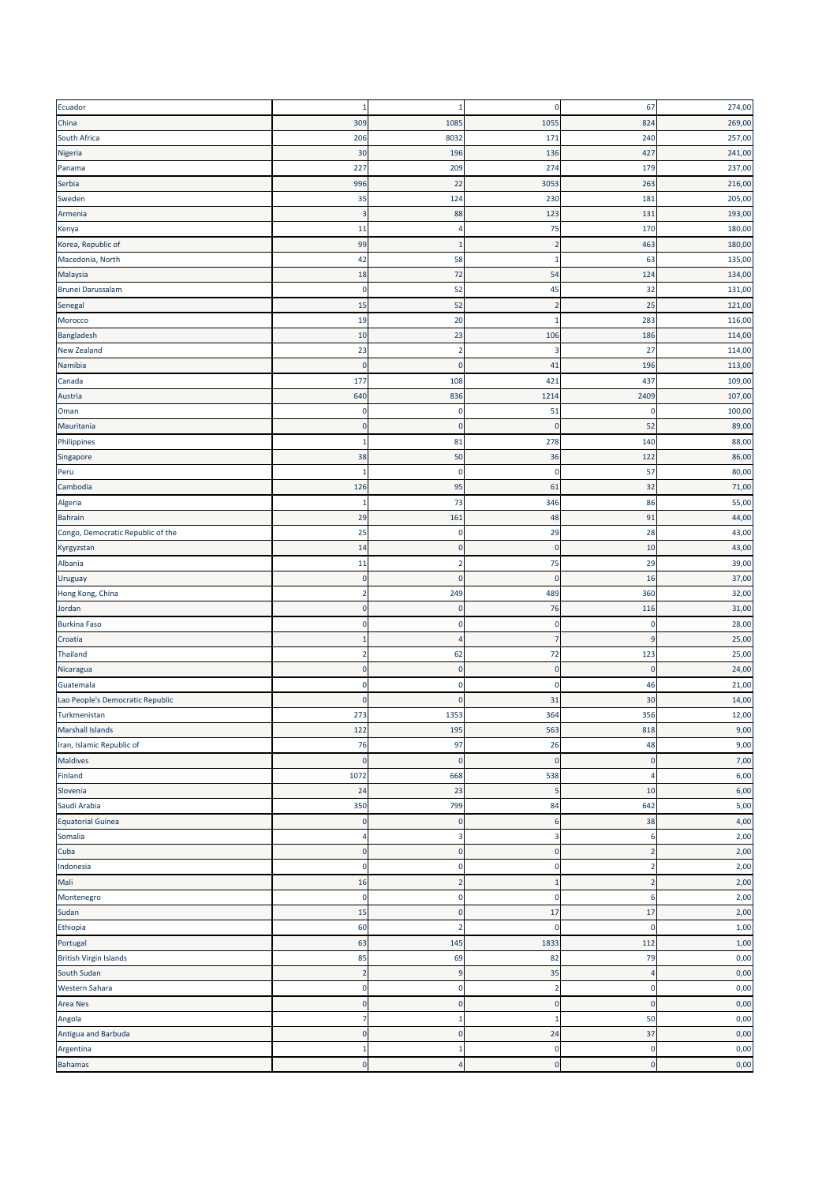| | | | | | |
|---|---|---|---|---|---|
| Ecuador | 1 | 1 | 0 | 67 | 274,00 |
| China | 309 | 1085 | 1055 | 824 | 269,00 |
| South Africa | 206 | 8032 | 171 | 240 | 257,00 |
| Nigeria | 30 | 196 | 136 | 427 | 241,00 |
| Panama | 227 | 209 | 274 | 179 | 237,00 |
| Serbia | 996 | 22 | 3053 | 263 | 216,00 |
| Sweden | 35 | 124 | 230 | 181 | 205,00 |
| Armenia | 3 | 88 | 123 | 131 | 193,00 |
| Kenya | 11 | 4 | 75 | 170 | 180,00 |
| Korea, Republic of | 99 | 1 | 2 | 463 | 180,00 |
| Macedonia, North | 42 | 58 | 1 | 63 | 135,00 |
| Malaysia | 18 | 72 | 54 | 124 | 134,00 |
| Brunei Darussalam | 0 | 52 | 45 | 32 | 131,00 |
| Senegal | 15 | 52 | 2 | 25 | 121,00 |
| Morocco | 19 | 20 | 1 | 283 | 116,00 |
| Bangladesh | 10 | 23 | 106 | 186 | 114,00 |
| New Zealand | 23 | 2 | 3 | 27 | 114,00 |
| Namibia | 0 | 0 | 41 | 196 | 113,00 |
| Canada | 177 | 108 | 421 | 437 | 109,00 |
| Austria | 640 | 836 | 1214 | 2409 | 107,00 |
| Oman | 0 | 0 | 51 | 0 | 100,00 |
| Mauritania | 0 | 0 | 0 | 52 | 89,00 |
| Philippines | 1 | 81 | 278 | 140 | 88,00 |
| Singapore | 38 | 50 | 36 | 122 | 86,00 |
| Peru | 1 | 0 | 0 | 57 | 80,00 |
| Cambodia | 126 | 95 | 61 | 32 | 71,00 |
| Algeria | 1 | 73 | 346 | 86 | 55,00 |
| Bahrain | 29 | 161 | 48 | 91 | 44,00 |
| Congo, Democratic Republic of the | 25 | 0 | 29 | 28 | 43,00 |
| Kyrgyzstan | 14 | 0 | 0 | 10 | 43,00 |
| Albania | 11 | 2 | 75 | 29 | 39,00 |
| Uruguay | 0 | 0 | 0 | 16 | 37,00 |
| Hong Kong, China | 2 | 249 | 489 | 360 | 32,00 |
| Jordan | 0 | 0 | 76 | 116 | 31,00 |
| Burkina Faso | 0 | 0 | 0 | 0 | 28,00 |
| Croatia | 1 | 4 | 7 | 9 | 25,00 |
| Thailand | 2 | 62 | 72 | 123 | 25,00 |
| Nicaragua | 0 | 0 | 0 | 0 | 24,00 |
| Guatemala | 0 | 0 | 0 | 46 | 21,00 |
| Lao People's Democratic Republic | 0 | 0 | 31 | 30 | 14,00 |
| Turkmenistan | 273 | 1353 | 364 | 356 | 12,00 |
| Marshall Islands | 122 | 195 | 563 | 818 | 9,00 |
| Iran, Islamic Republic of | 76 | 97 | 26 | 48 | 9,00 |
| Maldives | 0 | 0 | 0 | 0 | 7,00 |
| Finland | 1072 | 668 | 538 | 4 | 6,00 |
| Slovenia | 24 | 23 | 5 | 10 | 6,00 |
| Saudi Arabia | 350 | 799 | 84 | 642 | 5,00 |
| Equatorial Guinea | 0 | 0 | 6 | 38 | 4,00 |
| Somalia | 4 | 3 | 3 | 6 | 2,00 |
| Cuba | 0 | 0 | 0 | 2 | 2,00 |
| Indonesia | 0 | 0 | 0 | 2 | 2,00 |
| Mali | 16 | 2 | 1 | 2 | 2,00 |
| Montenegro | 0 | 0 | 0 | 6 | 2,00 |
| Sudan | 15 | 0 | 17 | 17 | 2,00 |
| Ethiopia | 60 | 2 | 0 | 0 | 1,00 |
| Portugal | 63 | 145 | 1833 | 112 | 1,00 |
| British Virgin Islands | 85 | 69 | 82 | 79 | 0,00 |
| South Sudan | 2 | 9 | 35 | 4 | 0,00 |
| Western Sahara | 0 | 0 | 2 | 0 | 0,00 |
| Area Nes | 0 | 0 | 0 | 0 | 0,00 |
| Angola | 7 | 1 | 1 | 50 | 0,00 |
| Antigua and Barbuda | 0 | 0 | 24 | 37 | 0,00 |
| Argentina | 1 | 1 | 0 | 0 | 0,00 |
| Bahamas | 0 | 4 | 0 | 0 | 0,00 |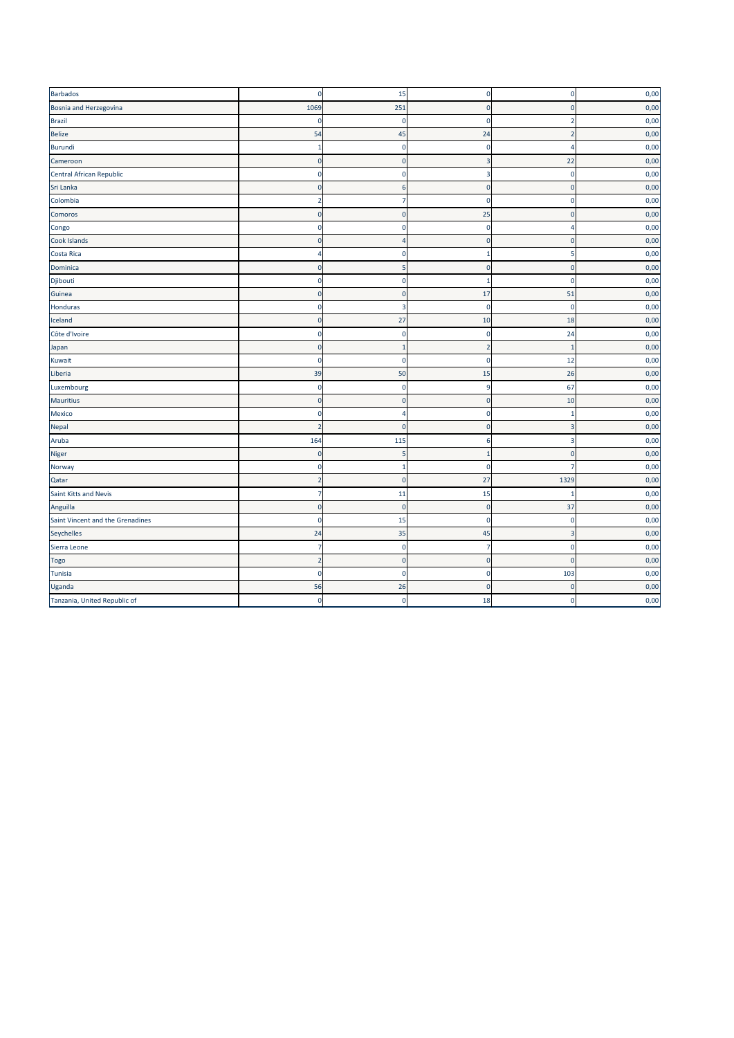| | | | | | |
|---|---|---|---|---|---|
| Barbados | 0 | 15 | 0 | 0 | 0,00 |
| Bosnia and Herzegovina | 1069 | 251 | 0 | 0 | 0,00 |
| Brazil | 0 | 0 | 0 | 2 | 0,00 |
| Belize | 54 | 45 | 24 | 2 | 0,00 |
| Burundi | 1 | 0 | 0 | 4 | 0,00 |
| Cameroon | 0 | 0 | 3 | 22 | 0,00 |
| Central African Republic | 0 | 0 | 3 | 0 | 0,00 |
| Sri Lanka | 0 | 6 | 0 | 0 | 0,00 |
| Colombia | 2 | 7 | 0 | 0 | 0,00 |
| Comoros | 0 | 0 | 25 | 0 | 0,00 |
| Congo | 0 | 0 | 0 | 4 | 0,00 |
| Cook Islands | 0 | 4 | 0 | 0 | 0,00 |
| Costa Rica | 4 | 0 | 1 | 5 | 0,00 |
| Dominica | 0 | 5 | 0 | 0 | 0,00 |
| Djibouti | 0 | 0 | 1 | 0 | 0,00 |
| Guinea | 0 | 0 | 17 | 51 | 0,00 |
| Honduras | 0 | 3 | 0 | 0 | 0,00 |
| Iceland | 0 | 27 | 10 | 18 | 0,00 |
| Côte d'Ivoire | 0 | 0 | 0 | 24 | 0,00 |
| Japan | 0 | 1 | 2 | 1 | 0,00 |
| Kuwait | 0 | 0 | 0 | 12 | 0,00 |
| Liberia | 39 | 50 | 15 | 26 | 0,00 |
| Luxembourg | 0 | 0 | 9 | 67 | 0,00 |
| Mauritius | 0 | 0 | 0 | 10 | 0,00 |
| Mexico | 0 | 4 | 0 | 1 | 0,00 |
| Nepal | 2 | 0 | 0 | 3 | 0,00 |
| Aruba | 164 | 115 | 6 | 3 | 0,00 |
| Niger | 0 | 5 | 1 | 0 | 0,00 |
| Norway | 0 | 1 | 0 | 7 | 0,00 |
| Qatar | 2 | 0 | 27 | 1329 | 0,00 |
| Saint Kitts and Nevis | 7 | 11 | 15 | 1 | 0,00 |
| Anguilla | 0 | 0 | 0 | 37 | 0,00 |
| Saint Vincent and the Grenadines | 0 | 15 | 0 | 0 | 0,00 |
| Seychelles | 24 | 35 | 45 | 3 | 0,00 |
| Sierra Leone | 7 | 0 | 7 | 0 | 0,00 |
| Togo | 2 | 0 | 0 | 0 | 0,00 |
| Tunisia | 0 | 0 | 0 | 103 | 0,00 |
| Uganda | 56 | 26 | 0 | 0 | 0,00 |
| Tanzania, United Republic of | 0 | 0 | 18 | 0 | 0,00 |